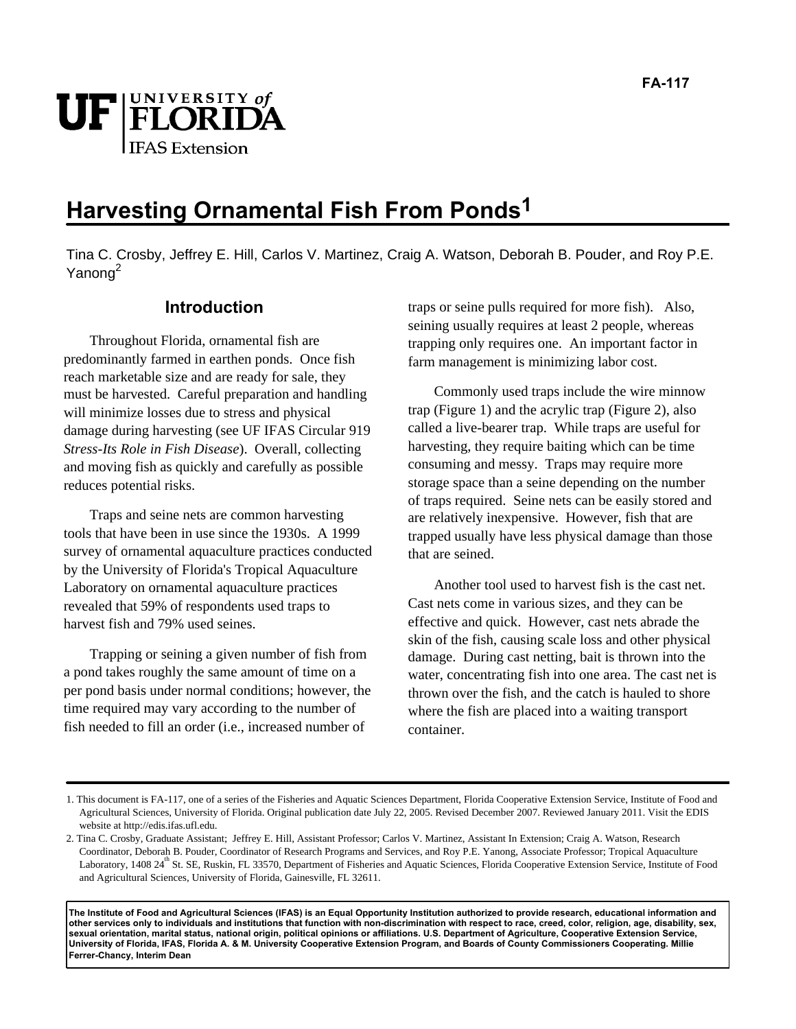FA-117

# Harvesting Ornamental Fish From Ponds[1]

Tina C. Crosby, Jeffrey E. Hill, Carlos V. Martinez, Craig A. Watson, Deborah B. Pouder, and Roy P.E. Yanong[2]

## Introduction

Throughout Florida, ornamental fish are predominantly farmed in earthen ponds. Once fish reach marketable size and are ready for sale, they must be harvested. Careful preparation and handling will minimize losses due to stress and physical damage during harvesting (see UF IFAS Circular 919 *Stress-Its Role in Fish Disease*). Overall, collecting and moving fish as quickly and carefully as possible reduces potential risks.

Traps and seine nets are common harvesting tools that have been in use since the 1930s. A 1999 survey of ornamental aquaculture practices conducted by the University of Florida's Tropical Aquaculture Laboratory on ornamental aquaculture practices revealed that 59% of respondents used traps to harvest fish and 79% used seines.

Trapping or seining a given number of fish from a pond takes roughly the same amount of time on a per pond basis under normal conditions; however, the time required may vary according to the number of fish needed to fill an order (i.e., increased number of traps or seine pulls required for more fish). Also, seining usually requires at least 2 people, whereas trapping only requires one. An important factor in farm management is minimizing labor cost.

Commonly used traps include the wire minnow trap (Figure 1) and the acrylic trap (Figure 2), also called a live-bearer trap. While traps are useful for harvesting, they require baiting which can be time consuming and messy. Traps may require more storage space than a seine depending on the number of traps required. Seine nets can be easily stored and are relatively inexpensive. However, fish that are trapped usually have less physical damage than those that are seined.

Another tool used to harvest fish is the cast net. Cast nets come in various sizes, and they can be effective and quick. However, cast nets abrade the skin of the fish, causing scale loss and other physical damage. During cast netting, bait is thrown into the water, concentrating fish into one area. The cast net is thrown over the fish, and the catch is hauled to shore where the fish are placed into a waiting transport container.

---

1. This document is FA-117, one of a series of the Fisheries and Aquatic Sciences Department, Florida Cooperative Extension Service, Institute of Food and Agricultural Sciences, University of Florida. Original publication date July 22, 2005. Revised December 2007. Reviewed January 2011. Visit the EDIS website at http://edis.ifas.ufl.edu.
2. Tina C. Crosby, Graduate Assistant; Jeffrey E. Hill, Assistant Professor; Carlos V. Martinez, Assistant In Extension; Craig A. Watson, Research Coordinator, Deborah B. Pouder, Coordinator of Research Programs and Services, and Roy P.E. Yanong, Associate Professor; Tropical Aquaculture Laboratory, 1408 24th St. SE, Ruskin, FL 33570, Department of Fisheries and Aquatic Sciences, Florida Cooperative Extension Service, Institute of Food and Agricultural Sciences, University of Florida, Gainesville, FL 32611.

**The Institute of Food and Agricultural Sciences (IFAS) is an Equal Opportunity Institution authorized to provide research, educational information and other services only to individuals and institutions that function with non-discrimination with respect to race, creed, color, religion, age, disability, sex, sexual orientation, marital status, national origin, political opinions or affiliations. U.S. Department of Agriculture, Cooperative Extension Service, University of Florida, IFAS, Florida A. & M. University Cooperative Extension Program, and Boards of County Commissioners Cooperating. Millie Ferrer-Chancy, Interim Dean**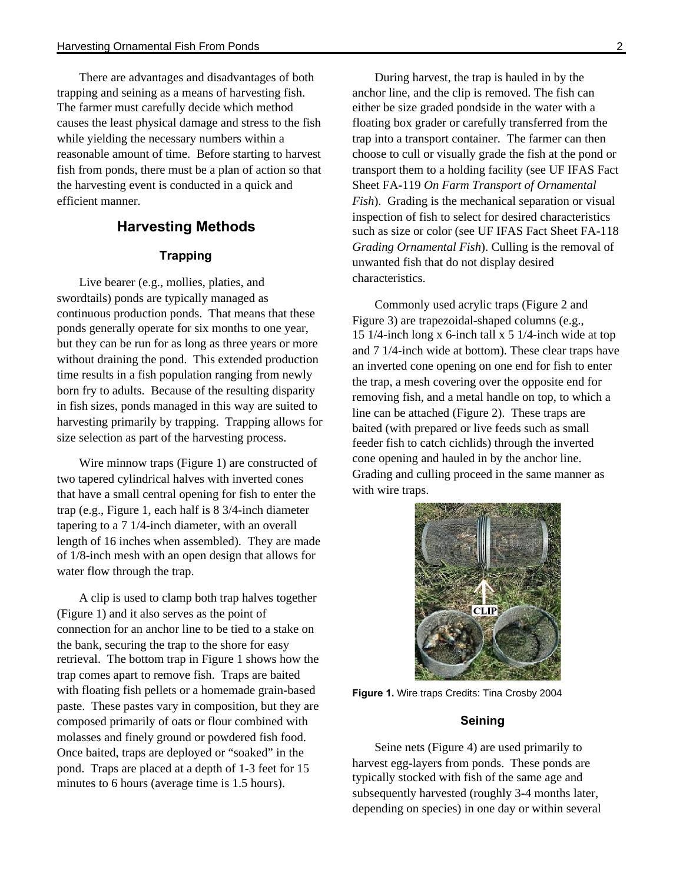There are advantages and disadvantages of both trapping and seining as a means of harvesting fish. The farmer must carefully decide which method causes the least physical damage and stress to the fish while yielding the necessary numbers within a reasonable amount of time. Before starting to harvest fish from ponds, there must be a plan of action so that the harvesting event is conducted in a quick and efficient manner.

## Harvesting Methods

### Trapping

Live bearer (e.g., mollies, platies, and swordtails) ponds are typically managed as continuous production ponds. That means that these ponds generally operate for six months to one year, but they can be run for as long as three years or more without draining the pond. This extended production time results in a fish population ranging from newly born fry to adults. Because of the resulting disparity in fish sizes, ponds managed in this way are suited to harvesting primarily by trapping. Trapping allows for size selection as part of the harvesting process.

Wire minnow traps (Figure 1) are constructed of two tapered cylindrical halves with inverted cones that have a small central opening for fish to enter the trap (e.g., Figure 1, each half is 8 3/4-inch diameter tapering to a 7 1/4-inch diameter, with an overall length of 16 inches when assembled). They are made of 1/8-inch mesh with an open design that allows for water flow through the trap.

A clip is used to clamp both trap halves together (Figure 1) and it also serves as the point of connection for an anchor line to be tied to a stake on the bank, securing the trap to the shore for easy retrieval. The bottom trap in Figure 1 shows how the trap comes apart to remove fish. Traps are baited with floating fish pellets or a homemade grain-based paste. These pastes vary in composition, but they are composed primarily of oats or flour combined with molasses and finely ground or powdered fish food. Once baited, traps are deployed or "soaked" in the pond. Traps are placed at a depth of 1-3 feet for 15 minutes to 6 hours (average time is 1.5 hours).

During harvest, the trap is hauled in by the anchor line, and the clip is removed. The fish can either be size graded pondside in the water with a floating box grader or carefully transferred from the trap into a transport container. The farmer can then choose to cull or visually grade the fish at the pond or transport them to a holding facility (see UF IFAS Fact Sheet FA-119 *On Farm Transport of Ornamental Fish*). Grading is the mechanical separation or visual inspection of fish to select for desired characteristics such as size or color (see UF IFAS Fact Sheet FA-118 *Grading Ornamental Fish*). Culling is the removal of unwanted fish that do not display desired characteristics.

Commonly used acrylic traps (Figure 2 and Figure 3) are trapezoidal-shaped columns (e.g., 15 1/4-inch long x 6-inch tall x 5 1/4-inch wide at top and 7 1/4-inch wide at bottom). These clear traps have an inverted cone opening on one end for fish to enter the trap, a mesh covering over the opposite end for removing fish, and a metal handle on top, to which a line can be attached (Figure 2). These traps are baited (with prepared or live feeds such as small feeder fish to catch cichlids) through the inverted cone opening and hauled in by the anchor line. Grading and culling proceed in the same manner as with wire traps.

**Figure 1.** Wire traps Credits: Tina Crosby 2004

### Seining

Seine nets (Figure 4) are used primarily to harvest egg-layers from ponds. These ponds are typically stocked with fish of the same age and subsequently harvested (roughly 3-4 months later, depending on species) in one day or within several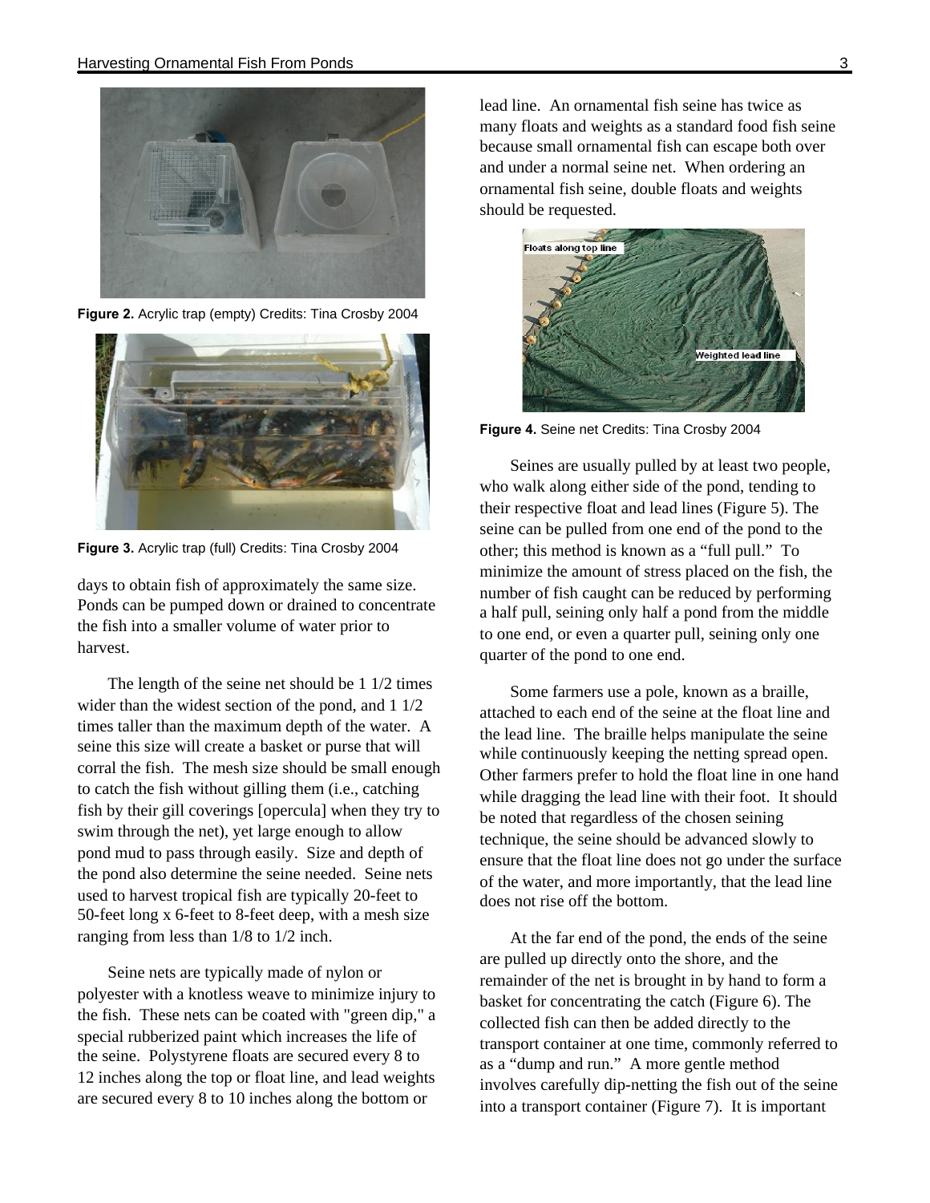Figure 2. Acrylic trap (empty) Credits: Tina Crosby 2004

Figure 3. Acrylic trap (full) Credits: Tina Crosby 2004

days to obtain fish of approximately the same size. Ponds can be pumped down or drained to concentrate the fish into a smaller volume of water prior to harvest.

The length of the seine net should be 1 1/2 times wider than the widest section of the pond, and 1 1/2 times taller than the maximum depth of the water. A seine this size will create a basket or purse that will corral the fish. The mesh size should be small enough to catch the fish without gilling them (i.e., catching fish by their gill coverings [opercula] when they try to swim through the net), yet large enough to allow pond mud to pass through easily. Size and depth of the pond also determine the seine needed. Seine nets used to harvest tropical fish are typically 20-feet to 50-feet long x 6-feet to 8-feet deep, with a mesh size ranging from less than 1/8 to 1/2 inch.

Seine nets are typically made of nylon or polyester with a knotless weave to minimize injury to the fish. These nets can be coated with "green dip," a special rubberized paint which increases the life of the seine. Polystyrene floats are secured every 8 to 12 inches along the top or float line, and lead weights are secured every 8 to 10 inches along the bottom or lead line. An ornamental fish seine has twice as many floats and weights as a standard food fish seine because small ornamental fish can escape both over and under a normal seine net. When ordering an ornamental fish seine, double floats and weights should be requested.

Figure 4. Seine net Credits: Tina Crosby 2004

Seines are usually pulled by at least two people, who walk along either side of the pond, tending to their respective float and lead lines (Figure 5). The seine can be pulled from one end of the pond to the other; this method is known as a "full pull." To minimize the amount of stress placed on the fish, the number of fish caught can be reduced by performing a half pull, seining only half a pond from the middle to one end, or even a quarter pull, seining only one quarter of the pond to one end.

Some farmers use a pole, known as a braille, attached to each end of the seine at the float line and the lead line. The braille helps manipulate the seine while continuously keeping the netting spread open. Other farmers prefer to hold the float line in one hand while dragging the lead line with their foot. It should be noted that regardless of the chosen seining technique, the seine should be advanced slowly to ensure that the float line does not go under the surface of the water, and more importantly, that the lead line does not rise off the bottom.

At the far end of the pond, the ends of the seine are pulled up directly onto the shore, and the remainder of the net is brought in by hand to form a basket for concentrating the catch (Figure 6). The collected fish can then be added directly to the transport container at one time, commonly referred to as a "dump and run." A more gentle method involves carefully dip-netting the fish out of the seine into a transport container (Figure 7). It is important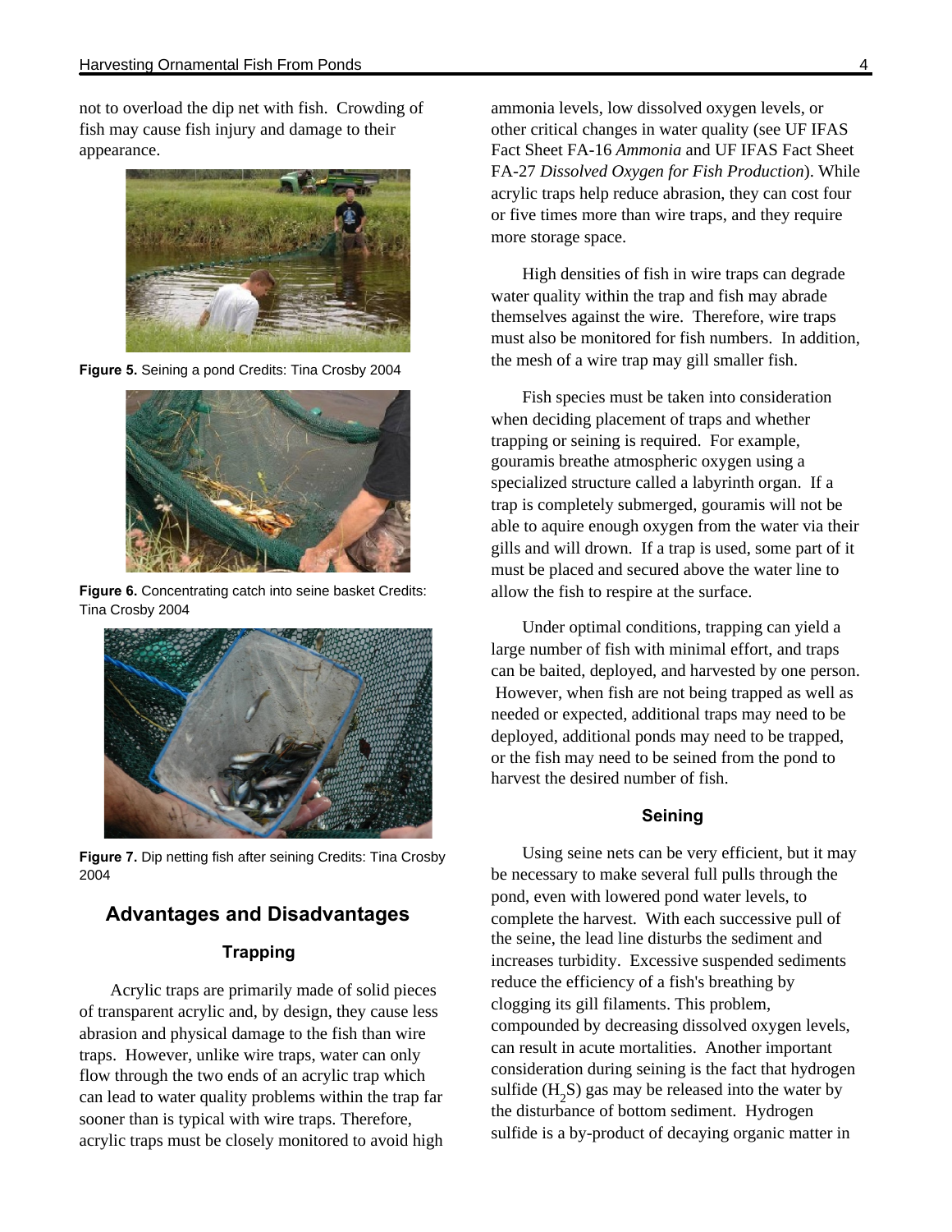not to overload the dip net with fish. Crowding of fish may cause fish injury and damage to their appearance.

**Figure 5.** Seining a pond Credits: Tina Crosby 2004

**Figure 6.** Concentrating catch into seine basket Credits: Tina Crosby 2004

**Figure 7.** Dip netting fish after seining Credits: Tina Crosby 2004

## Advantages and Disadvantages

### Trapping

Acrylic traps are primarily made of solid pieces of transparent acrylic and, by design, they cause less abrasion and physical damage to the fish than wire traps. However, unlike wire traps, water can only flow through the two ends of an acrylic trap which can lead to water quality problems within the trap far sooner than is typical with wire traps. Therefore, acrylic traps must be closely monitored to avoid high ammonia levels, low dissolved oxygen levels, or other critical changes in water quality (see UF IFAS Fact Sheet FA-16 *Ammonia* and UF IFAS Fact Sheet FA-27 *Dissolved Oxygen for Fish Production*). While acrylic traps help reduce abrasion, they can cost four or five times more than wire traps, and they require more storage space.

High densities of fish in wire traps can degrade water quality within the trap and fish may abrade themselves against the wire. Therefore, wire traps must also be monitored for fish numbers. In addition, the mesh of a wire trap may gill smaller fish.

Fish species must be taken into consideration when deciding placement of traps and whether trapping or seining is required. For example, gouramis breathe atmospheric oxygen using a specialized structure called a labyrinth organ. If a trap is completely submerged, gouramis will not be able to aquire enough oxygen from the water via their gills and will drown. If a trap is used, some part of it must be placed and secured above the water line to allow the fish to respire at the surface.

Under optimal conditions, trapping can yield a large number of fish with minimal effort, and traps can be baited, deployed, and harvested by one person. However, when fish are not being trapped as well as needed or expected, additional traps may need to be deployed, additional ponds may need to be trapped, or the fish may need to be seined from the pond to harvest the desired number of fish.

### Seining

Using seine nets can be very efficient, but it may be necessary to make several full pulls through the pond, even with lowered pond water levels, to complete the harvest. With each successive pull of the seine, the lead line disturbs the sediment and increases turbidity. Excessive suspended sediments reduce the efficiency of a fish's breathing by clogging its gill filaments. This problem, compounded by decreasing dissolved oxygen levels, can result in acute mortalities. Another important consideration during seining is the fact that hydrogen sulfide ($H_2S$) gas may be released into the water by the disturbance of bottom sediment. Hydrogen sulfide is a by-product of decaying organic matter in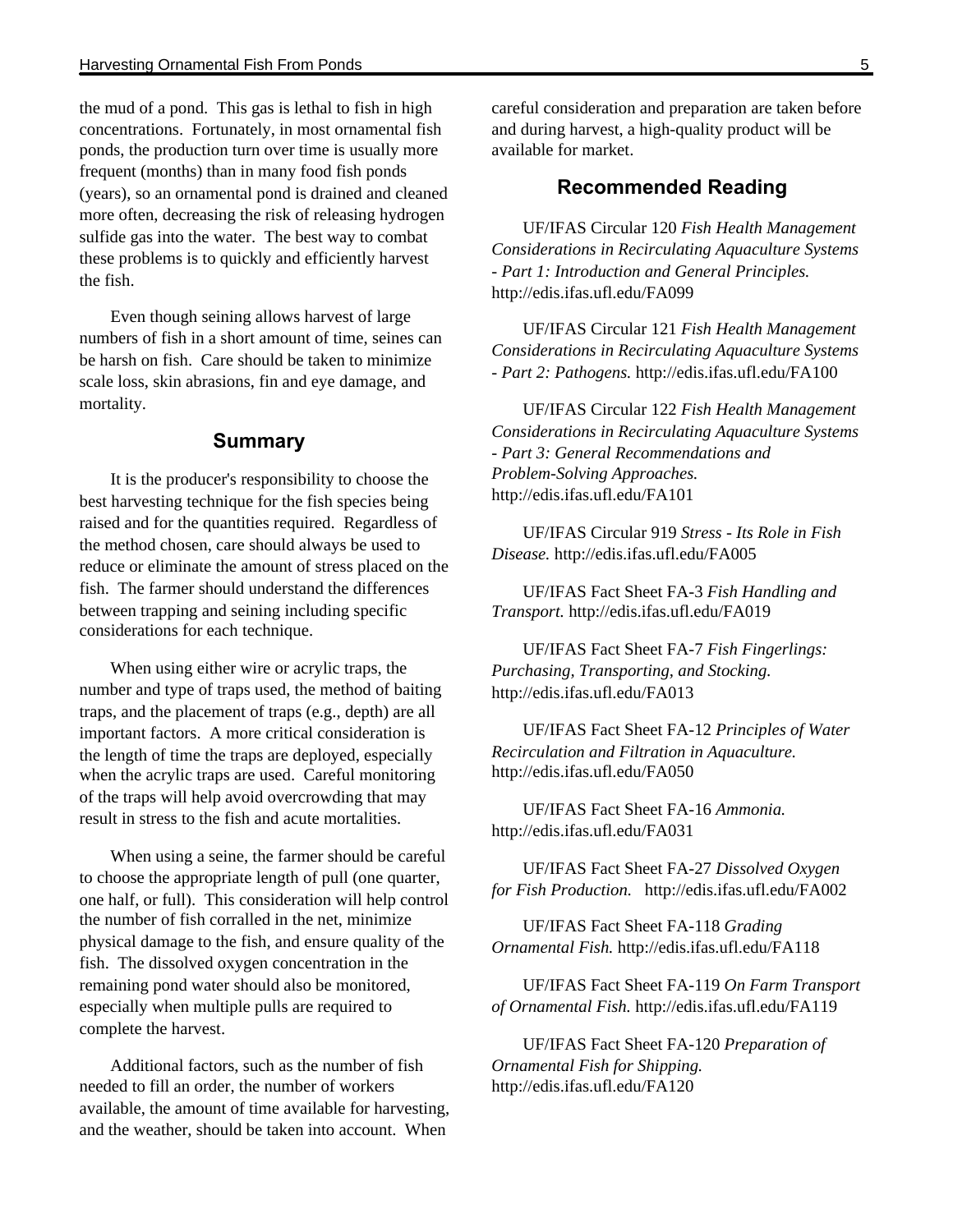the mud of a pond. This gas is lethal to fish in high concentrations. Fortunately, in most ornamental fish ponds, the production turn over time is usually more frequent (months) than in many food fish ponds (years), so an ornamental pond is drained and cleaned more often, decreasing the risk of releasing hydrogen sulfide gas into the water. The best way to combat these problems is to quickly and efficiently harvest the fish.

Even though seining allows harvest of large numbers of fish in a short amount of time, seines can be harsh on fish. Care should be taken to minimize scale loss, skin abrasions, fin and eye damage, and mortality.

## Summary

It is the producer's responsibility to choose the best harvesting technique for the fish species being raised and for the quantities required. Regardless of the method chosen, care should always be used to reduce or eliminate the amount of stress placed on the fish. The farmer should understand the differences between trapping and seining including specific considerations for each technique.

When using either wire or acrylic traps, the number and type of traps used, the method of baiting traps, and the placement of traps (e.g., depth) are all important factors. A more critical consideration is the length of time the traps are deployed, especially when the acrylic traps are used. Careful monitoring of the traps will help avoid overcrowding that may result in stress to the fish and acute mortalities.

When using a seine, the farmer should be careful to choose the appropriate length of pull (one quarter, one half, or full). This consideration will help control the number of fish corralled in the net, minimize physical damage to the fish, and ensure quality of the fish. The dissolved oxygen concentration in the remaining pond water should also be monitored, especially when multiple pulls are required to complete the harvest.

Additional factors, such as the number of fish needed to fill an order, the number of workers available, the amount of time available for harvesting, and the weather, should be taken into account. When careful consideration and preparation are taken before and during harvest, a high-quality product will be available for market.

## Recommended Reading

UF/IFAS Circular 120 *Fish Health Management Considerations in Recirculating Aquaculture Systems - Part 1: Introduction and General Principles.* http://edis.ifas.ufl.edu/FA099

UF/IFAS Circular 121 *Fish Health Management Considerations in Recirculating Aquaculture Systems - Part 2: Pathogens.* http://edis.ifas.ufl.edu/FA100

UF/IFAS Circular 122 *Fish Health Management Considerations in Recirculating Aquaculture Systems - Part 3: General Recommendations and Problem-Solving Approaches.* http://edis.ifas.ufl.edu/FA101

UF/IFAS Circular 919 *Stress - Its Role in Fish Disease.* http://edis.ifas.ufl.edu/FA005

UF/IFAS Fact Sheet FA-3 *Fish Handling and Transport.* http://edis.ifas.ufl.edu/FA019

UF/IFAS Fact Sheet FA-7 *Fish Fingerlings: Purchasing, Transporting, and Stocking.* http://edis.ifas.ufl.edu/FA013

UF/IFAS Fact Sheet FA-12 *Principles of Water Recirculation and Filtration in Aquaculture.* http://edis.ifas.ufl.edu/FA050

UF/IFAS Fact Sheet FA-16 *Ammonia.* http://edis.ifas.ufl.edu/FA031

UF/IFAS Fact Sheet FA-27 *Dissolved Oxygen for Fish Production.* http://edis.ifas.ufl.edu/FA002

UF/IFAS Fact Sheet FA-118 *Grading Ornamental Fish.* http://edis.ifas.ufl.edu/FA118

UF/IFAS Fact Sheet FA-119 *On Farm Transport of Ornamental Fish.* http://edis.ifas.ufl.edu/FA119

UF/IFAS Fact Sheet FA-120 *Preparation of Ornamental Fish for Shipping.* http://edis.ifas.ufl.edu/FA120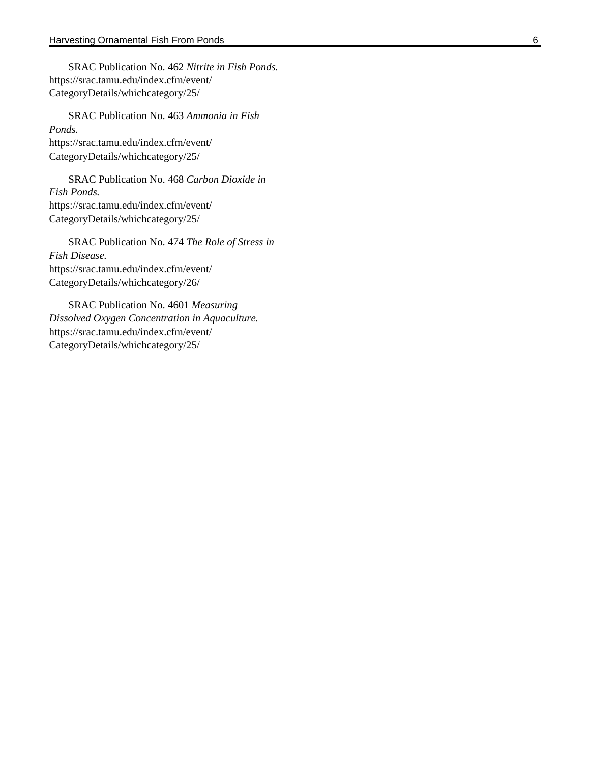SRAC Publication No. 462 *Nitrite in Fish Ponds.* https://srac.tamu.edu/index.cfm/event/CategoryDetails/whichcategory/25/

SRAC Publication No. 463 *Ammonia in Fish Ponds.* https://srac.tamu.edu/index.cfm/event/CategoryDetails/whichcategory/25/

SRAC Publication No. 468 *Carbon Dioxide in Fish Ponds.* https://srac.tamu.edu/index.cfm/event/CategoryDetails/whichcategory/25/

SRAC Publication No. 474 *The Role of Stress in Fish Disease.* https://srac.tamu.edu/index.cfm/event/CategoryDetails/whichcategory/26/

SRAC Publication No. 4601 *Measuring Dissolved Oxygen Concentration in Aquaculture.* https://srac.tamu.edu/index.cfm/event/CategoryDetails/whichcategory/25/